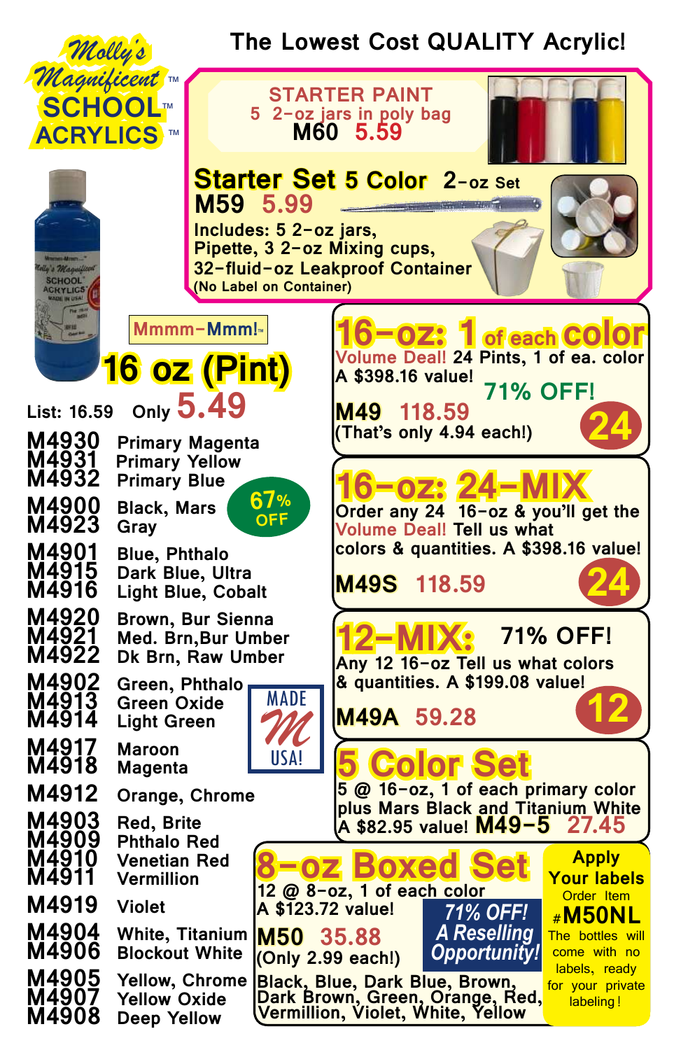# Molly's Magnificent™ SCHOOL™ ACRYLICS™

## The Lowest Cost QUALITY Acrylic!

### STARTER PAINT
5 2-oz jars in poly bag
**M60 5.59**

### Starter Set 5 Color 2-oz Set
**M59 5.99**

Includes: 5 2-oz jars, Pipette, 3 2-oz Mixing cups, 32-fluid-oz Leakproof Container
(No Label on Container)

## Mmmm-Mmm!™ 16 oz (Pint)

List: 16.59 Only **5.49**

67% OFF

| Item | Color |
|---|---|
| M4930 | Primary Magenta |
| M4931 | Primary Yellow |
| M4932 | Primary Blue |
| M4900 | Black, Mars |
| M4923 | Gray |
| M4901 | Blue, Phthalo |
| M4915 | Dark Blue, Ultra |
| M4916 | Light Blue, Cobalt |
| M4920 | Brown, Bur Sienna |
| M4921 | Med. Brn,Bur Umber |
| M4922 | Dk Brn, Raw Umber |
| M4902 | Green, Phthalo |
| M4913 | Green Oxide |
| M4914 | Light Green |
| M4917 | Maroon |
| M4918 | Magenta |
| M4912 | Orange, Chrome |
| M4903 | Red, Brite |
| M4909 | Phthalo Red |
| M4910 | Venetian Red |
| M4911 | Vermillion |
| M4919 | Violet |
| M4904 | White, Titanium |
| M4906 | Blockout White |
| M4905 | Yellow, Chrome |
| M4907 | Yellow Oxide |
| M4908 | Deep Yellow |

MADE IN USA!

### 16-oz: 1 of each color
Volume Deal! 24 Pints, 1 of ea. color
A $398.16 value! 71% OFF!
**M49 118.59**
(That's only 4.94 each!) **24**

### 16-oz: 24-MIX
Order any 24 16-oz & you'll get the Volume Deal! Tell us what colors & quantities. A $398.16 value!
**M49S 118.59** **24**

### 12-MIX: 71% OFF!
Any 12 16-oz Tell us what colors & quantities. A $199.08 value!
**M49A 59.28** **12**

### 5 Color Set
5 @ 16-oz, 1 of each primary color plus Mars Black and Titanium White
A $82.95 value! **M49-5 27.45**

### 8-oz Boxed Set
12 @ 8-oz, 1 of each color
A $123.72 value!
**M50 35.88**
(Only 2.99 each!)

*71% OFF! A Reselling Opportunity!*

Black, Blue, Dark Blue, Brown, Dark Brown, Green, Orange, Red, Vermillion, Violet, White, Yellow

**Apply Your labels**
Order Item **#M50NL**
The bottles will come with no labels, ready for your private labeling!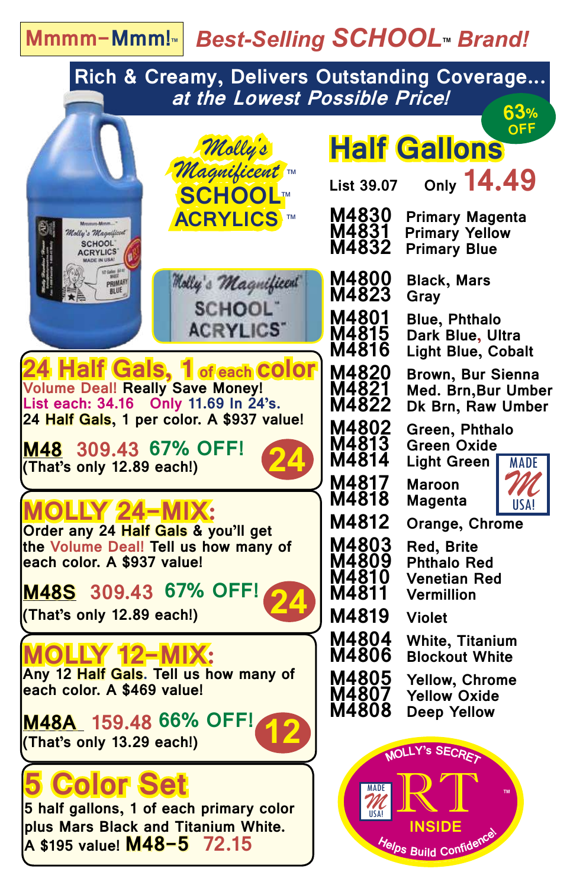**Mmmm–Mmm!™** *Best-Selling SCHOOL™ Brand!*

**Rich & Creamy, Delivers Outstanding Coverage...**
***at the Lowest Possible Price!***

**63% OFF**

# Molly's Magnificent SCHOOL™ ACRYLICS™

# Half Gallons

List 39.07 Only **14.49**

| Item | Color |
|---|---|
| M4830 | Primary Magenta |
| M4831 | Primary Yellow |
| M4832 | Primary Blue |
| M4800 | Black, Mars |
| M4823 | Gray |
| M4801 | Blue, Phthalo |
| M4815 | Dark Blue, Ultra |
| M4816 | Light Blue, Cobalt |
| M4820 | Brown, Bur Sienna |
| M4821 | Med. Brn, Bur Umber |
| M4822 | Dk Brn, Raw Umber |
| M4802 | Green, Phthalo |
| M4813 | Green Oxide |
| M4814 | Light Green |
| M4817 | Maroon |
| M4818 | Magenta |
| M4812 | Orange, Chrome |
| M4803 | Red, Brite |
| M4809 | Phthalo Red |
| M4810 | Venetian Red |
| M4811 | Vermillion |
| M4819 | Violet |
| M4804 | White, Titanium |
| M4806 | Blockout White |
| M4805 | Yellow, Chrome |
| M4807 | Yellow Oxide |
| M4808 | Deep Yellow |

MADE USA!

## 24 Half Gals, 1 of each color

Volume Deal! Really Save Money!
List each: 34.16 Only 11.69 In 24's.
24 Half Gals, 1 per color. A $937 value!

**M48** 309.43 **67% OFF!** **24**
(That's only 12.89 each!)

## MOLLY 24–MIX:

Order any 24 Half Gals & you'll get the Volume Deal! Tell us how many of each color. A $937 value!

**M48S** 309.43 **67% OFF!** **24**
(That's only 12.89 each!)

## MOLLY 12–MIX:

Any 12 Half Gals. Tell us how many of each color. A $469 value!

**M48A** 159.48 **66% OFF!** **12**
(That's only 13.29 each!)

## 5 Color Set

5 half gallons, 1 of each primary color plus Mars Black and Titanium White. A $195 value! **M48–5** 72.15

MOLLY'S SECRET RT™ INSIDE — Helps Build Confidence! MADE USA!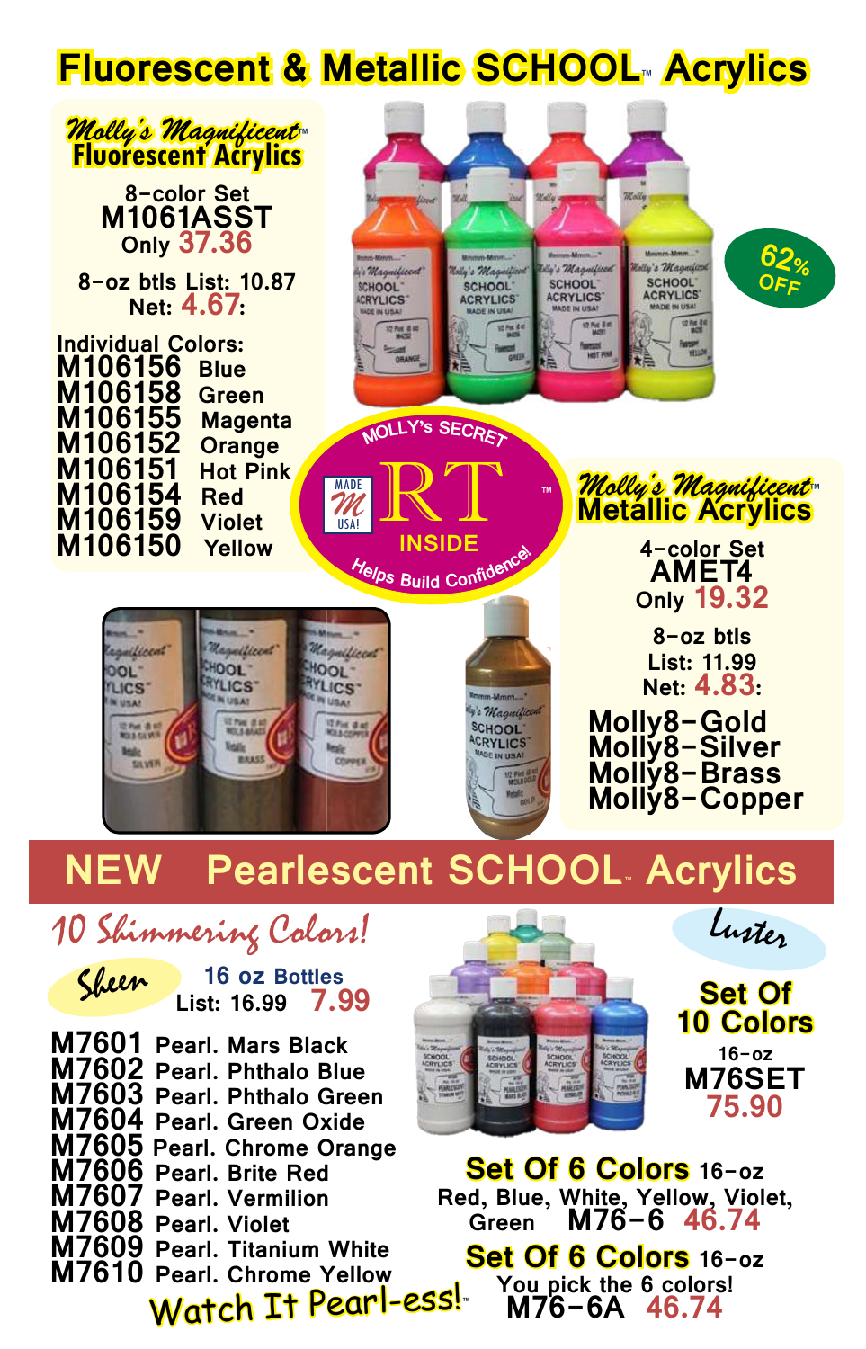# Fluorescent & Metallic SCHOOL™ Acrylics

## Molly's Magnificent™ Fluorescent Acrylics

8-color Set
**M1061ASST**
Only **37.36**

8-oz btls List: 10.87
Net: **4.67**:

62% OFF

Individual Colors:

- **M106156** Blue
- **M106158** Green
- **M106155** Magenta
- **M106152** Orange
- **M106151** Hot Pink
- **M106154** Red
- **M106159** Violet
- **M106150** Yellow

MOLLY's SECRET RT™ INSIDE Helps Build Confidence!

MADE IN USA!

## Molly's Magnificent™ Metallic Acrylics

4-color Set
**AMET4**
Only **19.32**

8-oz btls
List: 11.99
Net: **4.83**:

- **Molly8-Gold**
- **Molly8-Silver**
- **Molly8-Brass**
- **Molly8-Copper**

# NEW Pearlescent SCHOOL™ Acrylics

*10 Shimmering Colors!*

*Sheen*

16 oz Bottles
List: 16.99 **7.99**

- **M7601** Pearl. Mars Black
- **M7602** Pearl. Phthalo Blue
- **M7603** Pearl. Phthalo Green
- **M7604** Pearl. Green Oxide
- **M7605** Pearl. Chrome Orange
- **M7606** Pearl. Brite Red
- **M7607** Pearl. Vermilion
- **M7608** Pearl. Violet
- **M7609** Pearl. Titanium White
- **M7610** Pearl. Chrome Yellow

*Watch It Pearl-ess!™*

*Luster*

**Set Of 10 Colors**
16-oz
**M76SET**
**75.90**

**Set Of 6 Colors** 16-oz
Red, Blue, White, Yellow, Violet, Green **M76-6** **46.74**

**Set Of 6 Colors** 16-oz
You pick the 6 colors!
**M76-6A** **46.74**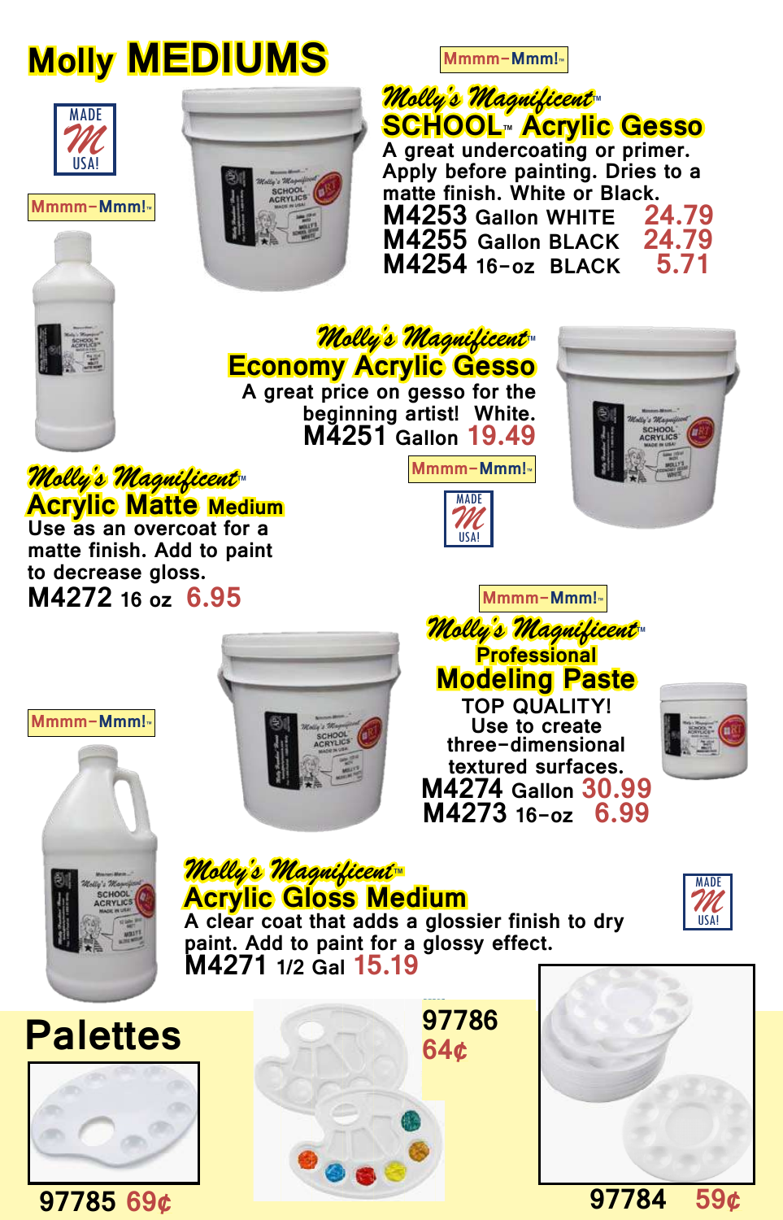# Molly MEDIUMS

MADE M USA!

Mmmm–Mmm!™

## *Molly's Magnificent*™ SCHOOL™ Acrylic Gesso

A great undercoating or primer. Apply before painting. Dries to a matte finish. White or Black.

**M4253** Gallon WHITE 24.79
**M4255** Gallon BLACK 24.79
**M4254** 16-oz BLACK 5.71

Mmmm–Mmm!™

## *Molly's Magnificent*™ Economy Acrylic Gesso

A great price on gesso for the beginning artist! White.

**M4251** Gallon 19.49

Mmmm–Mmm!™

MADE M USA!

## *Molly's Magnificent*™ Acrylic Matte Medium

Use as an overcoat for a matte finish. Add to paint to decrease gloss.

**M4272** 16 oz 6.95

Mmmm–Mmm!™

## *Molly's Magnificent*™ Professional Modeling Paste

TOP QUALITY!
Use to create three-dimensional textured surfaces.

**M4274** Gallon 30.99
**M4273** 16-oz 6.99

Mmmm–Mmm!™

## *Molly's Magnificent*™ Acrylic Gloss Medium

A clear coat that adds a glossier finish to dry paint. Add to paint for a glossy effect.

**M4271** 1/2 Gal 15.19

MADE M USA!

# Palettes

**97786** 64¢

**97785** 69¢

**97784** 59¢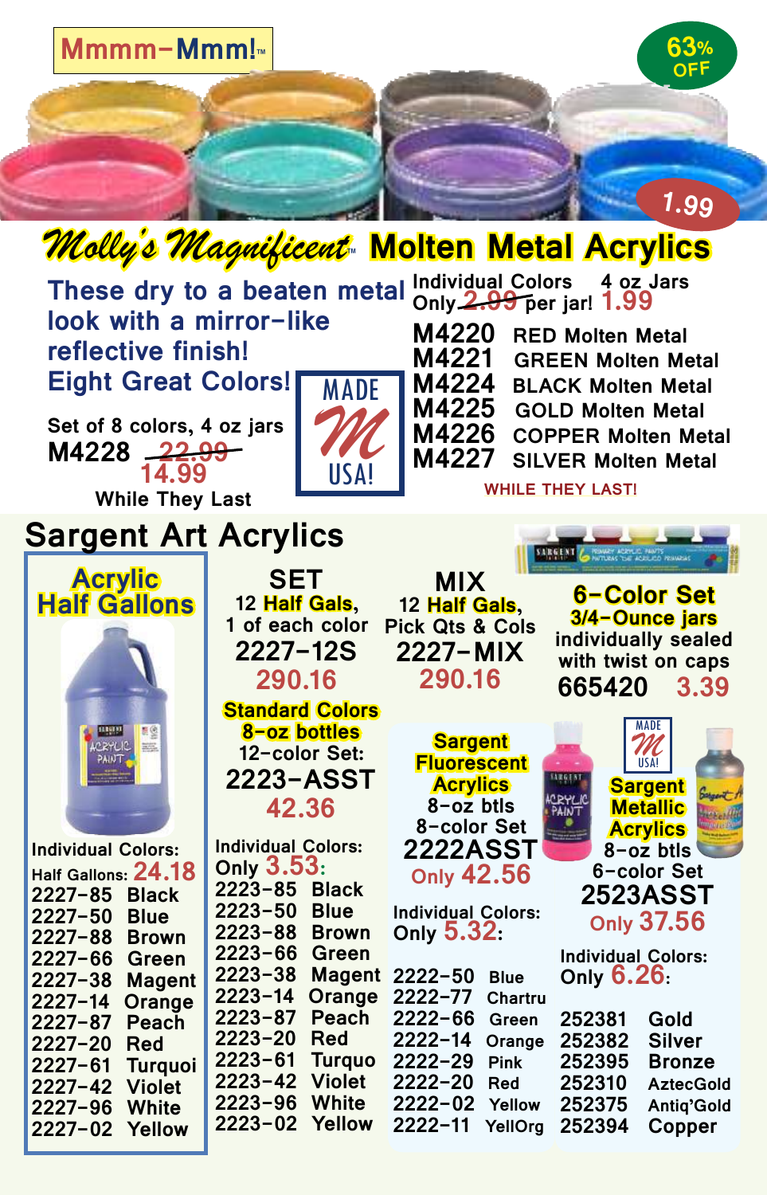Mmmm-Mmm!™

63% OFF

1.99

# *Molly's Magnificent*™ Molten Metal Acrylics

These dry to a beaten metal look with a mirror-like reflective finish!
Eight Great Colors!

Set of 8 colors, 4 oz jars
**M4228** ~~22.99~~ **14.99**
While They Last

MADE M USA!

Individual Colors 4 oz Jars
Only ~~2.99~~ per jar! **1.99**

| | |
|---|---|
| M4220 | RED Molten Metal |
| M4221 | GREEN Molten Metal |
| M4224 | BLACK Molten Metal |
| M4225 | GOLD Molten Metal |
| M4226 | COPPER Molten Metal |
| M4227 | SILVER Molten Metal |

WHILE THEY LAST!

## Sargent Art Acrylics

### Acrylic Half Gallons

Individual Colors:
Half Gallons: **24.18**

| | |
|---|---|
| 2227-85 | Black |
| 2227-50 | Blue |
| 2227-88 | Brown |
| 2227-66 | Green |
| 2227-38 | Magent |
| 2227-14 | Orange |
| 2227-87 | Peach |
| 2227-20 | Red |
| 2227-61 | Turquoi |
| 2227-42 | Violet |
| 2227-96 | White |
| 2227-02 | Yellow |

### SET
12 Half Gals, 1 of each color
**2227-12S**
**290.16**

### MIX
12 Half Gals, Pick Qts & Cols
**2227-MIX**
**290.16**

### 6-Color Set
3/4-Ounce jars individually sealed with twist on caps
**665420 3.39**

### Standard Colors 8-oz bottles
12-color Set:
**2223-ASST**
**42.36**

Individual Colors:
Only **3.53**:

| | |
|---|---|
| 2223-85 | Black |
| 2223-50 | Blue |
| 2223-88 | Brown |
| 2223-66 | Green |
| 2223-38 | Magent |
| 2223-14 | Orange |
| 2223-87 | Peach |
| 2223-20 | Red |
| 2223-61 | Turquo |
| 2223-42 | Violet |
| 2223-96 | White |
| 2223-02 | Yellow |

### Sargent Fluorescent Acrylics
8-oz btls
8-color Set
**2222ASST**
Only **42.56**

Individual Colors:
Only **5.32**:

| | |
|---|---|
| 2222-50 | Blue |
| 2222-77 | Chartru |
| 2222-66 | Green |
| 2222-14 | Orange |
| 2222-29 | Pink |
| 2222-20 | Red |
| 2222-02 | Yellow |
| 2222-11 | YellOrg |

### Sargent Metallic Acrylics
MADE M USA!
8-oz btls
6-color Set
**2523ASST**
Only **37.56**

Individual Colors:
Only **6.26**:

| | |
|---|---|
| 252381 | Gold |
| 252382 | Silver |
| 252395 | Bronze |
| 252310 | AztecGold |
| 252375 | Antiq'Gold |
| 252394 | Copper |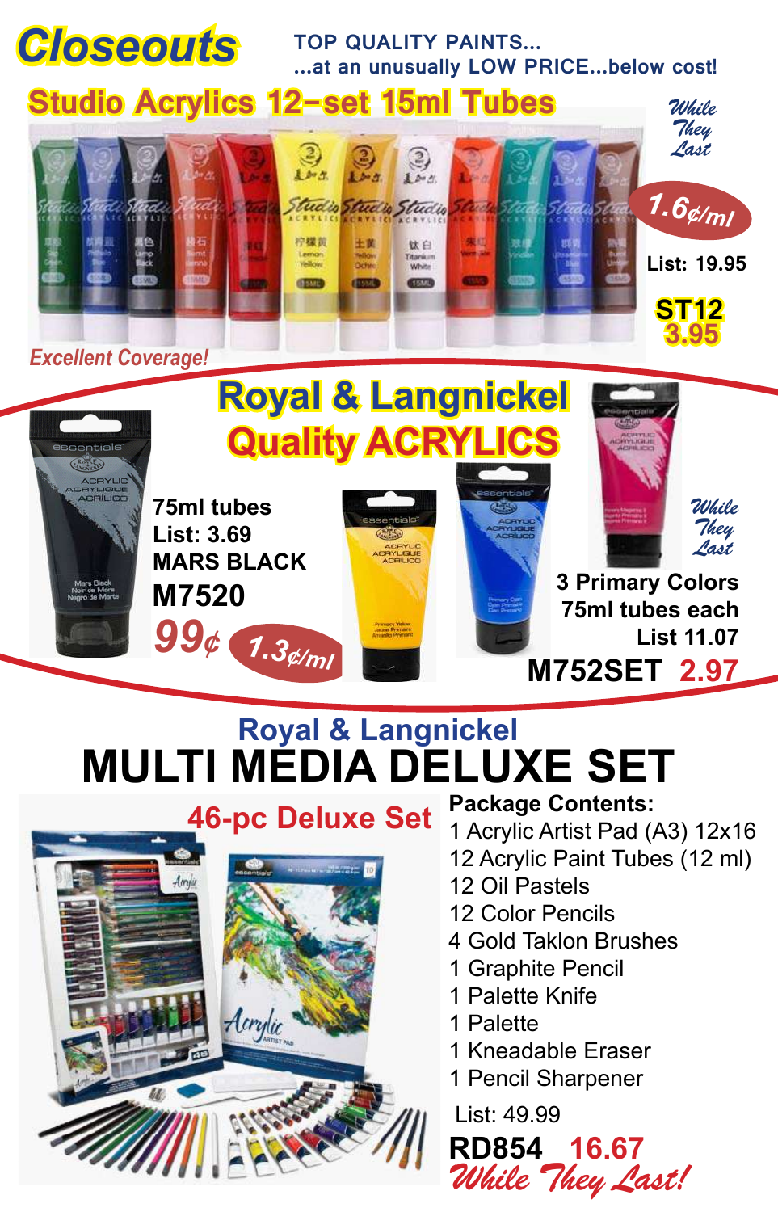# Closeouts

**TOP QUALITY PAINTS...**
**...at an unusually LOW PRICE...below cost!**

## Studio Acrylics 12-set 15ml Tubes

*While They Last*

1.6¢/ml

List: 19.95

**ST12**
**3.95**

*Excellent Coverage!*

## Royal & Langnickel Quality ACRYLICS

75ml tubes
List: 3.69
MARS BLACK
**M7520**
**99¢**

1.3¢/ml

*While They Last*

3 Primary Colors
75ml tubes each
List 11.07
**M752SET 2.97**

## Royal & Langnickel MULTI MEDIA DELUXE SET

**46-pc Deluxe Set**

**Package Contents:**

1 Acrylic Artist Pad (A3) 12x16
12 Acrylic Paint Tubes (12 ml)
12 Oil Pastels
12 Color Pencils
4 Gold Taklon Brushes
1 Graphite Pencil
1 Palette Knife
1 Palette
1 Kneadable Eraser
1 Pencil Sharpener

List: 49.99

**RD854 16.67**

*While They Last!*